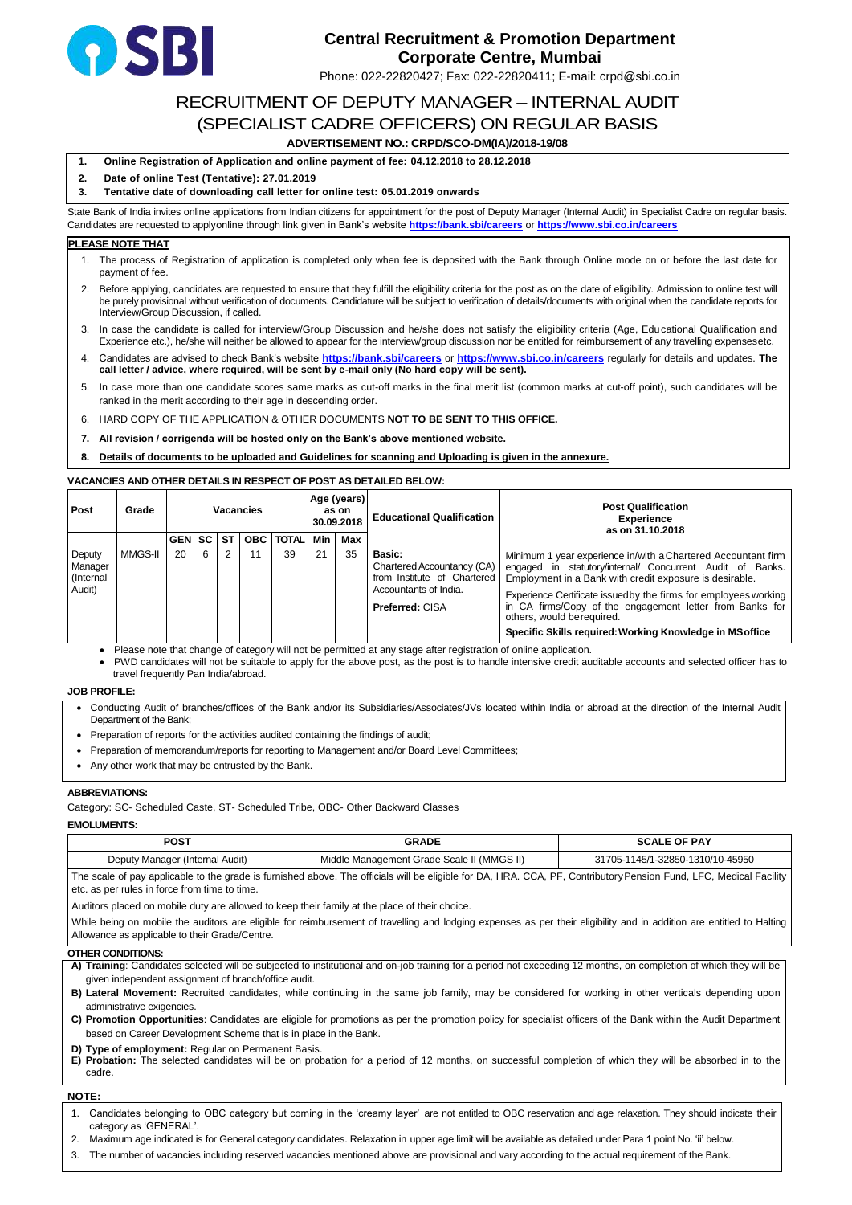# SBI

## Central Recruitment & Promotion Department
## Corporate Centre, Mumbai

Phone: 022-22820427; Fax: 022-22820411; E-mail: crpd@sbi.co.in

# RECRUITMENT OF DEPUTY MANAGER – INTERNAL AUDIT (SPECIALIST CADRE OFFICERS) ON REGULAR BASIS

**ADVERTISEMENT NO.: CRPD/SCO-DM(IA)/2018-19/08**

1. **Online Registration of Application and online payment of fee: 04.12.2018 to 28.12.2018**
2. **Date of online Test (Tentative): 27.01.2019**
3. **Tentative date of downloading call letter for online test: 05.01.2019 onwards**

State Bank of India invites online applications from Indian citizens for appointment for the post of Deputy Manager (Internal Audit) in Specialist Cadre on regular basis. Candidates are requested to applyonline through link given in Bank's website **https://bank.sbi/careers** or **https://www.sbi.co.in/careers**

**PLEASE NOTE THAT**

1. The process of Registration of application is completed only when fee is deposited with the Bank through Online mode on or before the last date for payment of fee.
2. Before applying, candidates are requested to ensure that they fulfill the eligibility criteria for the post as on the date of eligibility. Admission to online test will be purely provisional without verification of documents. Candidature will be subject to verification of details/documents with original when the candidate reports for Interview/Group Discussion, if called.
3. In case the candidate is called for interview/Group Discussion and he/she does not satisfy the eligibility criteria (Age, Educational Qualification and Experience etc.), he/she will neither be allowed to appear for the interview/group discussion nor be entitled for reimbursement of any travelling expensesetc.
4. Candidates are advised to check Bank's website **https://bank.sbi/careers** or **https://www.sbi.co.in/careers** regularly for details and updates. **The call letter / advice, where required, will be sent by e-mail only (No hard copy will be sent).**
5. In case more than one candidate scores same marks as cut-off marks in the final merit list (common marks at cut-off point), such candidates will be ranked in the merit according to their age in descending order.
6. HARD COPY OF THE APPLICATION & OTHER DOCUMENTS **NOT TO BE SENT TO THIS OFFICE.**
7. **All revision / corrigenda will be hosted only on the Bank's above mentioned website.**
8. **Details of documents to be uploaded and Guidelines for scanning and Uploading is given in the annexure.**

**VACANCIES AND OTHER DETAILS IN RESPECT OF POST AS DETAILED BELOW:**

| Post | Grade | Vacancies | | | | | Age (years) as on 30.09.2018 | | Educational Qualification | Post Qualification Experience as on 31.10.2018 |
|---|---|---|---|---|---|---|---|---|---|---|
| | | GEN | SC | ST | OBC | TOTAL | Min | Max | | |
| Deputy Manager (Internal Audit) | MMGS-II | 20 | 6 | 2 | 11 | 39 | 21 | 35 | **Basic:** Chartered Accountancy (CA) from Institute of Chartered Accountants of India. **Preferred:** CISA | Minimum 1 year experience in/with a Chartered Accountant firm engaged in statutory/internal/ Concurrent Audit of Banks. Employment in a Bank with credit exposure is desirable. Experience Certificate issued by the firms for employees working in CA firms/Copy of the engagement letter from Banks for others, would be required. **Specific Skills required: Working Knowledge in MS office** |

- Please note that change of category will not be permitted at any stage after registration of online application.
- PWD candidates will not be suitable to apply for the above post, as the post is to handle intensive credit auditable accounts and selected officer has to travel frequently Pan India/abroad.

**JOB PROFILE:**

- Conducting Audit of branches/offices of the Bank and/or its Subsidiaries/Associates/JVs located within India or abroad at the direction of the Internal Audit Department of the Bank;
- Preparation of reports for the activities audited containing the findings of audit;
- Preparation of memorandum/reports for reporting to Management and/or Board Level Committees;
- Any other work that may be entrusted by the Bank.

**ABBREVIATIONS:**

Category: SC- Scheduled Caste, ST- Scheduled Tribe, OBC- Other Backward Classes

**EMOLUMENTS:**

| POST | GRADE | SCALE OF PAY |
|---|---|---|
| Deputy Manager (Internal Audit) | Middle Management Grade Scale II (MMGS II) | 31705-1145/1-32850-1310/10-45950 |

The scale of pay applicable to the grade is furnished above. The officials will be eligible for DA, HRA. CCA, PF, Contributory Pension Fund, LFC, Medical Facility etc. as per rules in force from time to time.

Auditors placed on mobile duty are allowed to keep their family at the place of their choice.

While being on mobile the auditors are eligible for reimbursement of travelling and lodging expenses as per their eligibility and in addition are entitled to Halting Allowance as applicable to their Grade/Centre.

**OTHER CONDITIONS:**

**A) Training**: Candidates selected will be subjected to institutional and on-job training for a period not exceeding 12 months, on completion of which they will be given independent assignment of branch/office audit.

**B) Lateral Movement:** Recruited candidates, while continuing in the same job family, may be considered for working in other verticals depending upon administrative exigencies.

**C) Promotion Opportunities**: Candidates are eligible for promotions as per the promotion policy for specialist officers of the Bank within the Audit Department based on Career Development Scheme that is in place in the Bank.

**D) Type of employment:** Regular on Permanent Basis.

**E) Probation:** The selected candidates will be on probation for a period of 12 months, on successful completion of which they will be absorbed in to the cadre.

**NOTE:**

1. Candidates belonging to OBC category but coming in the 'creamy layer' are not entitled to OBC reservation and age relaxation. They should indicate their category as 'GENERAL'.
2. Maximum age indicated is for General category candidates. Relaxation in upper age limit will be available as detailed under Para 1 point No. 'ii' below.
3. The number of vacancies including reserved vacancies mentioned above are provisional and vary according to the actual requirement of the Bank.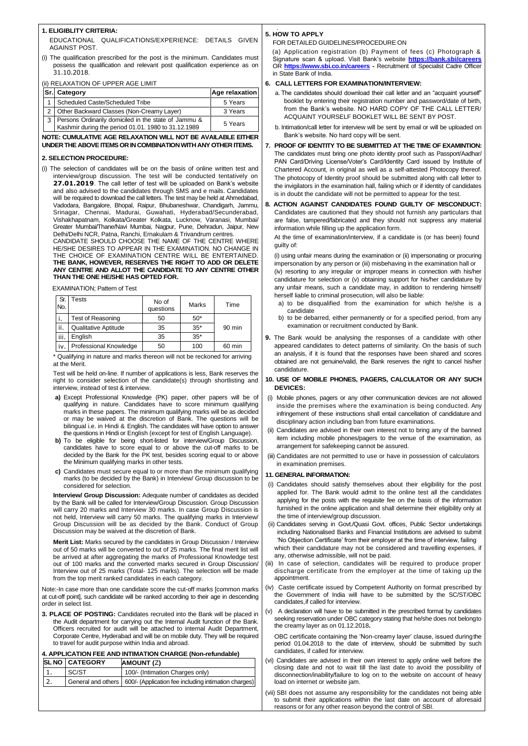## 1. ELIGIBLITY CRITERIA:

EDUCATIONAL QUALIFICATIONS/EXPERIENCE: DETAILS GIVEN AGAINST POST.

(i) The qualification prescribed for the post is the minimum. Candidates must possess the qualification and relevant post qualification experience as on 31.10.2018.

(ii) RELAXATION OF UPPER AGE LIMIT

| Sr. | Category | Age relaxation |
|---|---|---|
| 1 | Scheduled Caste/Scheduled Tribe | 5 Years |
| 2 | Other Backward Classes (Non-Creamy Layer) | 3 Years |
| 3 | Persons Ordinarily domiciled in the state of Jammu & Kashmir during the period 01.01. 1980 to 31.12.1989 | 5 Years |

**NOTE: CUMULATIVE AGE RELAXATION WILL NOT BE AVAILABLE EITHER UNDER THE ABOVE ITEMS OR IN COMBINATION WITH ANY OTHER ITEMS.**

## 2. SELECTION PROCEDURE:

(i) The selection of candidates will be on the basis of online written test and interview/group discussion. The test will be conducted tentatively on **27.01.2019**. The call letter of test will be uploaded on Bank's website and also advised to the candidates through SMS and e mails. Candidates will be required to download the call letters. The test may be held at Ahmedabad, Vadodara, Bangalore, Bhopal, Raipur, Bhubaneshwar, Chandigarh, Jammu, Srinagar, Chennai, Madurai, Guwahati, Hyderabad/Secunderabad, Vishakhapatnam, Kolkata/Greater Kolkata, Lucknow, Varanasi, Mumbai/ Greater Mumbai/Thane/Navi Mumbai, Nagpur, Pune, Dehradun, Jaipur, New Delhi/Delhi NCR, Patna, Ranchi, Ernakulam & Trivandrum centres.

CANDIDATE SHOULD CHOOSE THE NAME OF THE CENTRE WHERE HE/SHE DESIRES TO APPEAR IN THE EXAMINATION. NO CHANGE IN THE CHOICE OF EXAMINATION CENTRE WILL BE ENTERTAINED. **THE BANK, HOWEVER, RESERVES THE RIGHT TO ADD OR DELETE ANY CENTRE AND ALLOT THE CANDIDATE TO ANY CENTRE OTHER THAN THE ONE HE/SHE HAS OPTED FOR.**

EXAMINATION; Pattern of Test

| Sr. No. | Tests | No of questions | Marks | Time |
|---|---|---|---|---|
| i. | Test of Reasoning | 50 | 50* | 90 min |
| ii. | Qualitative Aptitude | 35 | 35* | |
| iii. | English | 35 | 35* | |
| iv. | Professional Knowledge | 50 | 100 | 60 min |

\* Qualifying in nature and marks thereon will not be reckoned for arriving at the Merit.

Test will be held on-line. If number of applications is less, Bank reserves the right to consider selection of the candidate(s) through shortlisting and interview, instead of test & interview.

**a)** Except Professional Knowledge (PK) paper, other papers will be of qualifying in nature. Candidates have to score minimum qualifying marks in these papers. The minimum qualifying marks will be as decided or may be waived at the discretion of Bank. The questions will be bilingual i.e. in Hindi & English. The candidates will have option to answer the questions in Hindi or English (except for test of English Language).

**b)** To be eligible for being short-listed for interview/Group Discussion, candidates have to score equal to or above the cut-off marks to be decided by the Bank for the PK test, besides scoring equal to or above the Minimum qualifying marks in other tests.

**c)** Candidates must secure equal to or more than the minimum qualifying marks (to be decided by the Bank) in Interview/ Group discussion to be considered for selection.

**Interview/ Group Discussion:** Adequate number of candidates as decided by the Bank will be called for Interview/Group Discussion. Group Discussion will carry 20 marks and Interview 30 marks. In case Group Discussion is not held, Interview will carry 50 marks. The qualifying marks in Interview/ Group Discussion will be as decided by the Bank. Conduct of Group Discussion may be waived at the discretion of Bank.

**Merit List:** Marks secured by the candidates in Group Discussion / Interview out of 50 marks will be converted to out of 25 marks. The final merit list will be arrived at after aggregating the marks of Professional Knowledge test out of 100 marks and the converted marks secured in Group Discussion/ Interview out of 25 marks (Total- 125 marks). The selection will be made from the top merit ranked candidates in each category.

Note:-In case more than one candidate score the cut-off marks [common marks at cut-off point], such candidate will be ranked according to their age in descending order in select list.

**3. PLACE OF POSTING:** Candidates recruited into the Bank will be placed in the Audit department for carrying out the Internal Audit function of the Bank. Officers recruited for audit will be attached to internal Audit Department, Corporate Centre, Hyderabad and will be on mobile duty. They will be required to travel for audit purpose within India and abroad.

## 4. APPLICATION FEE AND INTIMATION CHARGE (Non-refundable)

| SL NO | CATEGORY | AMOUNT (₹) |
|---|---|---|
| 1. | SC/ST | 100/- (Intimation Charges only) |
| 2. | General and others | 600/- (Application fee including intimation charges) |

## 5. HOW TO APPLY

FOR DETAILED GUIDELINES/PROCEDURE ON

(a) Application registration (b) Payment of fees (c) Photograph & Signature scan & upload. Visit Bank's website **https://bank.sbi/careers** OR **https://www.sbi.co.in/careers** - Recruitment of Specialist Cadre Officer in State Bank of India.

## 6. CALL LETTERS FOR EXAMINATION/INTERVIEW:

a. The candidates should download their call letter and an "acquaint yourself" booklet by entering their registration number and password/date of birth, from the Bank's website. NO HARD COPY OF THE CALL LETTER/ ACQUAINT YOURSELF BOOKLET WILL BE SENT BY POST.

b. Intimation/call letter for interview will be sent by email or will be uploaded on Bank's website. No hard copy will be sent.

**7. PROOF OF IDENTITY TO BE SUBMITTED AT THE TIME OF EXAMINTION:** The candidates must bring one photo identity proof such as Passport/Aadhar/ PAN Card/Driving License/Voter's Card/Identity Card issued by Institute of Chartered Account, in original as well as a self-attested Photocopy thereof. The photocopy of Identity proof should be submitted along with call letter to the invigilators in the examination hall, failing which or if identity of candidates is in doubt the candidate will not be permitted to appear for the test.

**8. ACTION AGAINST CANDIDATES FOUND GUILTY OF MISCONDUCT:** Candidates are cautioned that they should not furnish any particulars that are false, tampered/fabricated and they should not suppress any material information while filling up the application form.

At the time of examination/interview, if a candidate is (or has been) found guilty of:

(i) using unfair means during the examination or (ii) impersonating or procuring impersonation by any person or (iii) misbehaving in the examination hall or (iv) resorting to any irregular or improper means in connection with his/her candidature for selection or (v) obtaining support for his/her candidature by any unfair means, such a candidate may, in addition to rendering himself/ herself liable to criminal prosecution, will also be liable:

a) to be disqualified from the examination for which he/she is a candidate

b) to be debarred, either permanently or for a specified period, from any examination or recruitment conducted by Bank.

**9.** The Bank would be analysing the responses of a candidate with other appeared candidates to detect patterns of similarity. On the basis of such an analysis, if it is found that the responses have been shared and scores obtained are not genuine/valid, the Bank reserves the right to cancel his/her candidature.

## 10. USE OF MOBILE PHONES, PAGERS, CALCULATOR OR ANY SUCH DEVICES:

(i) Mobile phones, pagers or any other communication devices are not allowed inside the premises where the examination is being conducted. Any infringement of these instructions shall entail cancellation of candidature and disciplinary action including ban from future examinations.

(ii) Candidates are advised in their own interest not to bring any of the banned item including mobile phones/pagers to the venue of the examination, as arrangement for safekeeping cannot be assured.

(iii) Candidates are not permitted to use or have in possession of calculators in examination premises.

## 11. GENERAL INFORMATION:

(i) Candidates should satisfy themselves about their eligibility for the post applied for. The Bank would admit to the online test all the candidates applying for the posts with the requisite fee on the basis of the information furnished in the online application and shall determine their eligibility only at the time of interview/group discussion.

(ii) Candidates serving in Govt./Quasi Govt. offices, Public Sector undertakings including Nationalised Banks and Financial Institutions are advised to submit 'No Objection Certificate' from their employer at the time of interview, failing which their candidature may not be considered and travelling expenses, if any, otherwise admissible, will not be paid.

(iii) In case of selection, candidates will be required to produce proper discharge certificate from the employer at the time of taking up the appointment.

(iv) Caste certificate issued by Competent Authority on format prescribed by the Government of India will have to be submitted by the SC/ST/OBC candidates, if called for interview.

(v) A declaration will have to be submitted in the prescribed format by candidates seeking reservation under OBC category stating that he/she does not belong to the creamy layer as on 01.12.2018**.**

OBC certificate containing the 'Non-creamy layer' clause, issued during the period 01.04.2018 to the date of interview, should be submitted by such candidates, if called for interview.

(vi) Candidates are advised in their own interest to apply online well before the closing date and not to wait till the last date to avoid the possibility of disconnection/inability/failure to log on to the website on account of heavy load on internet or website jam.

(vii) SBI does not assume any responsibility for the candidates not being able to submit their applications within the last date on account of aforesaid reasons or for any other reason beyond the control of SBI.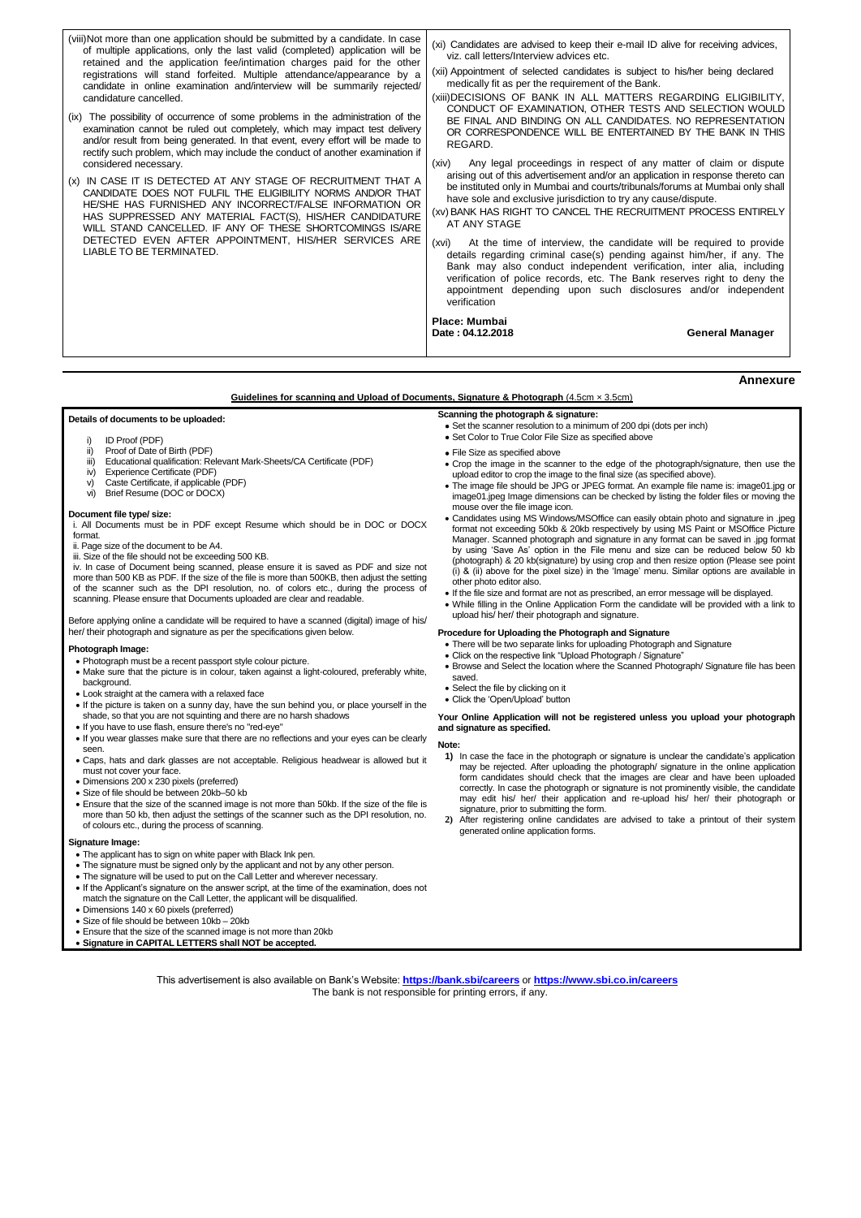(viii) Not more than one application should be submitted by a candidate. In case of multiple applications, only the last valid (completed) application will be retained and the application fee/intimation charges paid for the other registrations will stand forfeited. Multiple attendance/appearance by a candidate in online examination and/or interview will be summarily rejected/ candidature cancelled.

(ix) The possibility of occurrence of some problems in the administration of the examination cannot be ruled out completely, which may impact test delivery and/or result from being generated. In that event, every effort will be made to rectify such problem, which may include the conduct of another examination if considered necessary.

(x) IN CASE IT IS DETECTED AT ANY STAGE OF RECRUITMENT THAT A CANDIDATE DOES NOT FULFIL THE ELIGIBILITY NORMS AND/OR THAT HE/SHE HAS FURNISHED ANY INCORRECT/FALSE INFORMATION OR HAS SUPPRESSED ANY MATERIAL FACT(S), HIS/HER CANDIDATURE WILL STAND CANCELLED. IF ANY OF THESE SHORTCOMINGS IS/ARE DETECTED EVEN AFTER APPOINTMENT, HIS/HER SERVICES ARE LIABLE TO BE TERMINATED.

(xi) Candidates are advised to keep their e-mail ID alive for receiving advices, viz. call letters/Interview advices etc.

(xii) Appointment of selected candidates is subject to his/her being declared medically fit as per the requirement of the Bank.

(xiii) DECISIONS OF BANK IN ALL MATTERS REGARDING ELIGIBILITY, CONDUCT OF EXAMINATION, OTHER TESTS AND SELECTION WOULD BE FINAL AND BINDING ON ALL CANDIDATES. NO REPRESENTATION OR CORRESPONDENCE WILL BE ENTERTAINED BY THE BANK IN THIS REGARD.

(xiv) Any legal proceedings in respect of any matter of claim or dispute arising out of this advertisement and/or an application in response thereto can be instituted only in Mumbai and courts/tribunals/forums at Mumbai only shall have sole and exclusive jurisdiction to try any cause/dispute.

(xv) BANK HAS RIGHT TO CANCEL THE RECRUITMENT PROCESS ENTIRELY AT ANY STAGE

(xvi) At the time of interview, the candidate will be required to provide details regarding criminal case(s) pending against him/her, if any. The Bank may also conduct independent verification, inter alia, including verification of police records, etc. The Bank reserves right to deny the appointment depending upon such disclosures and/or independent verification

**Place: Mumbai**
**Date : 04.12.2018** **General Manager**

## Annexure

### Guidelines for scanning and Upload of Documents, Signature & Photograph (4.5cm × 3.5cm)

**Details of documents to be uploaded:**

i) ID Proof (PDF)
ii) Proof of Date of Birth (PDF)
iii) Educational qualification: Relevant Mark-Sheets/CA Certificate (PDF)
iv) Experience Certificate (PDF)
v) Caste Certificate, if applicable (PDF)
vi) Brief Resume (DOC or DOCX)

**Document file type/ size:**

i. All Documents must be in PDF except Resume which should be in DOC or DOCX format.
ii. Page size of the document to be A4.
iii. Size of the file should not be exceeding 500 KB.
iv. In case of Document being scanned, please ensure it is saved as PDF and size not more than 500 KB as PDF. If the size of the file is more than 500KB, then adjust the setting of the scanner such as the DPI resolution, no. of colors etc., during the process of scanning. Please ensure that Documents uploaded are clear and readable.

Before applying online a candidate will be required to have a scanned (digital) image of his/ her/ their photograph and signature as per the specifications given below.

**Photograph Image:**

- Photograph must be a recent passport style colour picture.
- Make sure that the picture is in colour, taken against a light-coloured, preferably white, background.
- Look straight at the camera with a relaxed face
- If the picture is taken on a sunny day, have the sun behind you, or place yourself in the shade, so that you are not squinting and there are no harsh shadows
- If you have to use flash, ensure there's no "red-eye"
- If you wear glasses make sure that there are no reflections and your eyes can be clearly seen.
- Caps, hats and dark glasses are not acceptable. Religious headwear is allowed but it must not cover your face.
- Dimensions 200 x 230 pixels (preferred)
- Size of file should be between 20kb–50 kb
- Ensure that the size of the scanned image is not more than 50kb. If the size of the file is more than 50 kb, then adjust the settings of the scanner such as the DPI resolution, no. of colours etc., during the process of scanning.

**Signature Image:**

- The applicant has to sign on white paper with Black Ink pen.
- The signature must be signed only by the applicant and not by any other person.
- The signature will be used to put on the Call Letter and wherever necessary.
- If the Applicant's signature on the answer script, at the time of the examination, does not match the signature on the Call Letter, the applicant will be disqualified.
- Dimensions 140 x 60 pixels (preferred)
- Size of file should be between 10kb – 20kb
- Ensure that the size of the scanned image is not more than 20kb
- **Signature in CAPITAL LETTERS shall NOT be accepted.**

**Scanning the photograph & signature:**

- Set the scanner resolution to a minimum of 200 dpi (dots per inch)
- Set Color to True Color File Size as specified above
- File Size as specified above
- Crop the image in the scanner to the edge of the photograph/signature, then use the upload editor to crop the image to the final size (as specified above).
- The image file should be JPG or JPEG format. An example file name is: image01.jpg or image01.jpeg Image dimensions can be checked by listing the folder files or moving the mouse over the file image icon.
- Candidates using MS Windows/MSOffice can easily obtain photo and signature in .jpeg format not exceeding 50kb & 20kb respectively by using MS Paint or MSOffice Picture Manager. Scanned photograph and signature in any format can be saved in .jpg format by using 'Save As' option in the File menu and size can be reduced below 50 kb (photograph) & 20 kb(signature) by using crop and then resize option (Please see point (i) & (ii) above for the pixel size) in the 'Image' menu. Similar options are available in other photo editor also.
- If the file size and format are not as prescribed, an error message will be displayed.
- While filling in the Online Application Form the candidate will be provided with a link to upload his/ her/ their photograph and signature.

**Procedure for Uploading the Photograph and Signature**

- There will be two separate links for uploading Photograph and Signature
- Click on the respective link "Upload Photograph / Signature"
- Browse and Select the location where the Scanned Photograph/ Signature file has been saved.
- Select the file by clicking on it
- Click the 'Open/Upload' button

**Your Online Application will not be registered unless you upload your photograph and signature as specified.**

**Note:**

1) In case the face in the photograph or signature is unclear the candidate's application may be rejected. After uploading the photograph/ signature in the online application form candidates should check that the images are clear and have been uploaded correctly. In case the photograph or signature is not prominently visible, the candidate may edit his/ her/ their application and re-upload his/ her/ their photograph or signature, prior to submitting the form.
2) After registering online candidates are advised to take a printout of their system generated online application forms.

This advertisement is also available on Bank's Website: **https://bank.sbi/careers** or **https://www.sbi.co.in/careers**
The bank is not responsible for printing errors, if any.